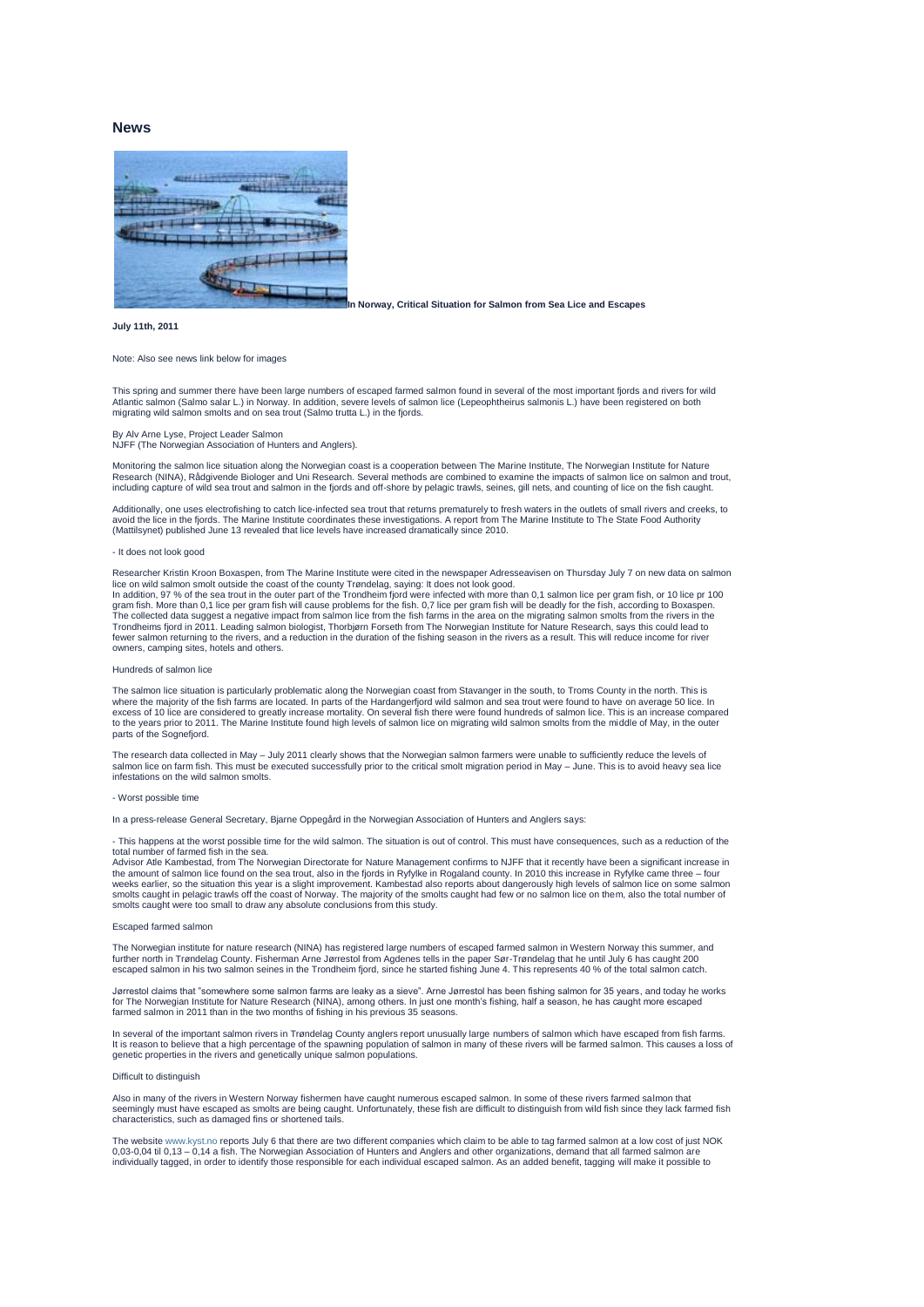## News

**In Norway, Critical Situation for Salmon from Sea Lice and Escapes**

**July 11th, 2011**

Note: Also see news link below for images

This spring and summer there have been large numbers of escaped farmed salmon found in several of the most important fjords and rivers for wild Atlantic salmon (Salmo salar L.) in Norway. In addition, severe levels of salmon lice (Lepeophtheirus salmonis L.) have been registered on both migrating wild salmon smolts and on sea trout (Salmo trutta L.) in the fjords.

By Alv Arne Lyse, Project Leader Salmon
NJFF (The Norwegian Association of Hunters and Anglers).

Monitoring the salmon lice situation along the Norwegian coast is a cooperation between The Marine Institute, The Norwegian Institute for Nature Research (NINA), Rådgivende Biologer and Uni Research. Several methods are combined to examine the impacts of salmon lice on salmon and trout, including capture of wild sea trout and salmon in the fjords and off-shore by pelagic trawls, seines, gill nets, and counting of lice on the fish caught.

Additionally, one uses electrofishing to catch lice-infected sea trout that returns prematurely to fresh waters in the outlets of small rivers and creeks, to avoid the lice in the fjords. The Marine Institute coordinates these investigations. A report from The Marine Institute to The State Food Authority (Mattilsynet) published June 13 revealed that lice levels have increased dramatically since 2010.

- It does not look good

Researcher Kristin Kroon Boxaspen, from The Marine Institute were cited in the newspaper Adresseavisen on Thursday July 7 on new data on salmon lice on wild salmon smolt outside the coast of the county Trøndelag, saying: It does not look good.
In addition, 97 % of the sea trout in the outer part of the Trondheim fjord were infected with more than 0,1 salmon lice per gram fish, or 10 lice pr 100 gram fish. More than 0,1 lice per gram fish will cause problems for the fish. 0,7 lice per gram fish will be deadly for the fish, according to Boxaspen. The collected data suggest a negative impact from salmon lice from the fish farms in the area on the migrating salmon smolts from the rivers in the Trondheims fjord in 2011. Leading salmon biologist, Thorbjørn Forseth from The Norwegian Institute for Nature Research, says this could lead to fewer salmon returning to the rivers, and a reduction in the duration of the fishing season in the rivers as a result. This will reduce income for river owners, camping sites, hotels and others.

Hundreds of salmon lice

The salmon lice situation is particularly problematic along the Norwegian coast from Stavanger in the south, to Troms County in the north. This is where the majority of the fish farms are located. In parts of the Hardangerfjord wild salmon and sea trout were found to have on average 50 lice. In excess of 10 lice are considered to greatly increase mortality. On several fish there were found hundreds of salmon lice. This is an increase compared to the years prior to 2011. The Marine Institute found high levels of salmon lice on migrating wild salmon smolts from the middle of May, in the outer parts of the Sognefjord.

The research data collected in May – July 2011 clearly shows that the Norwegian salmon farmers were unable to sufficiently reduce the levels of salmon lice on farm fish. This must be executed successfully prior to the critical smolt migration period in May – June. This is to avoid heavy sea lice infestations on the wild salmon smolts.

- Worst possible time

In a press-release General Secretary, Bjarne Oppegård in the Norwegian Association of Hunters and Anglers says:

- This happens at the worst possible time for the wild salmon. The situation is out of control. This must have consequences, such as a reduction of the total number of farmed fish in the sea.
Advisor Atle Kambestad, from The Norwegian Directorate for Nature Management confirms to NJFF that it recently have been a significant increase in the amount of salmon lice found on the sea trout, also in the fjords in Ryfylke in Rogaland county. In 2010 this increase in Ryfylke came three – four weeks earlier, so the situation this year is a slight improvement. Kambestad also reports about dangerously high levels of salmon lice on some salmon smolts caught in pelagic trawls off the coast of Norway. The majority of the smolts caught had few or no salmon lice on them, also the total number of smolts caught were too small to draw any absolute conclusions from this study.

Escaped farmed salmon

The Norwegian institute for nature research (NINA) has registered large numbers of escaped farmed salmon in Western Norway this summer, and further north in Trøndelag County. Fisherman Arne Jørrestol from Agdenes tells in the paper Sør-Trøndelag that he until July 6 has caught 200 escaped salmon in his two salmon seines in the Trondheim fjord, since he started fishing June 4. This represents 40 % of the total salmon catch.

Jørrestol claims that "somewhere some salmon farms are leaky as a sieve". Arne Jørrestol has been fishing salmon for 35 years, and today he works for The Norwegian Institute for Nature Research (NINA), among others. In just one month's fishing, half a season, he has caught more escaped farmed salmon in 2011 than in the two months of fishing in his previous 35 seasons.

In several of the important salmon rivers in Trøndelag County anglers report unusually large numbers of salmon which have escaped from fish farms. It is reason to believe that a high percentage of the spawning population of salmon in many of these rivers will be farmed salmon. This causes a loss of genetic properties in the rivers and genetically unique salmon populations.

Difficult to distinguish

Also in many of the rivers in Western Norway fishermen have caught numerous escaped salmon. In some of these rivers farmed salmon that seemingly must have escaped as smolts are being caught. Unfortunately, these fish are difficult to distinguish from wild fish since they lack farmed fish characteristics, such as damaged fins or shortened tails.

The website www.kyst.no reports July 6 that there are two different companies which claim to be able to tag farmed salmon at a low cost of just NOK 0,03-0,04 til 0,13 – 0,14 a fish. The Norwegian Association of Hunters and Anglers and other organizations, demand that all farmed salmon are individually tagged, in order to identify those responsible for each individual escaped salmon. As an added benefit, tagging will make it possible to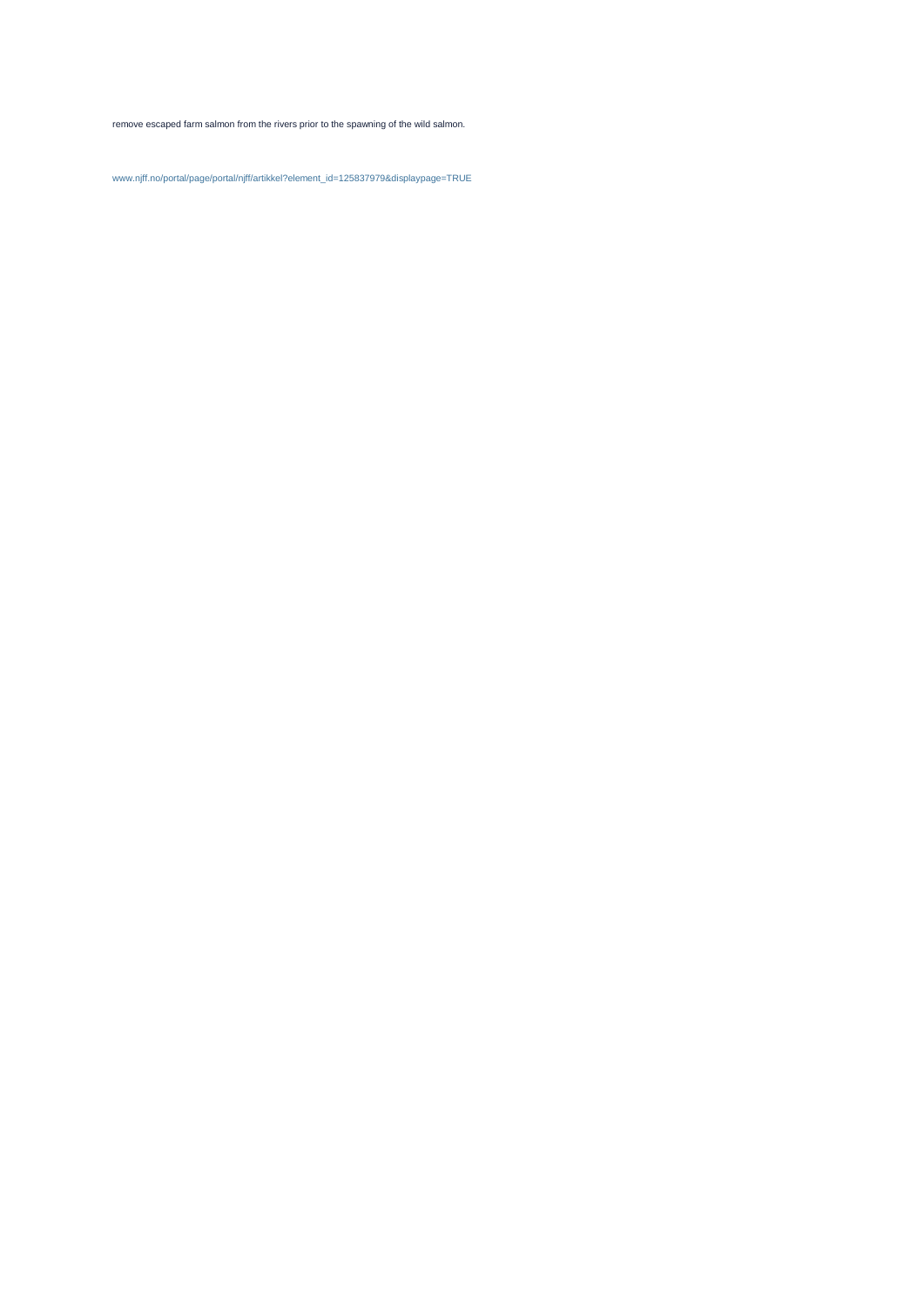remove escaped farm salmon from the rivers prior to the spawning of the wild salmon.

www.njff.no/portal/page/portal/njff/artikkel?element_id=125837979&displaypage=TRUE